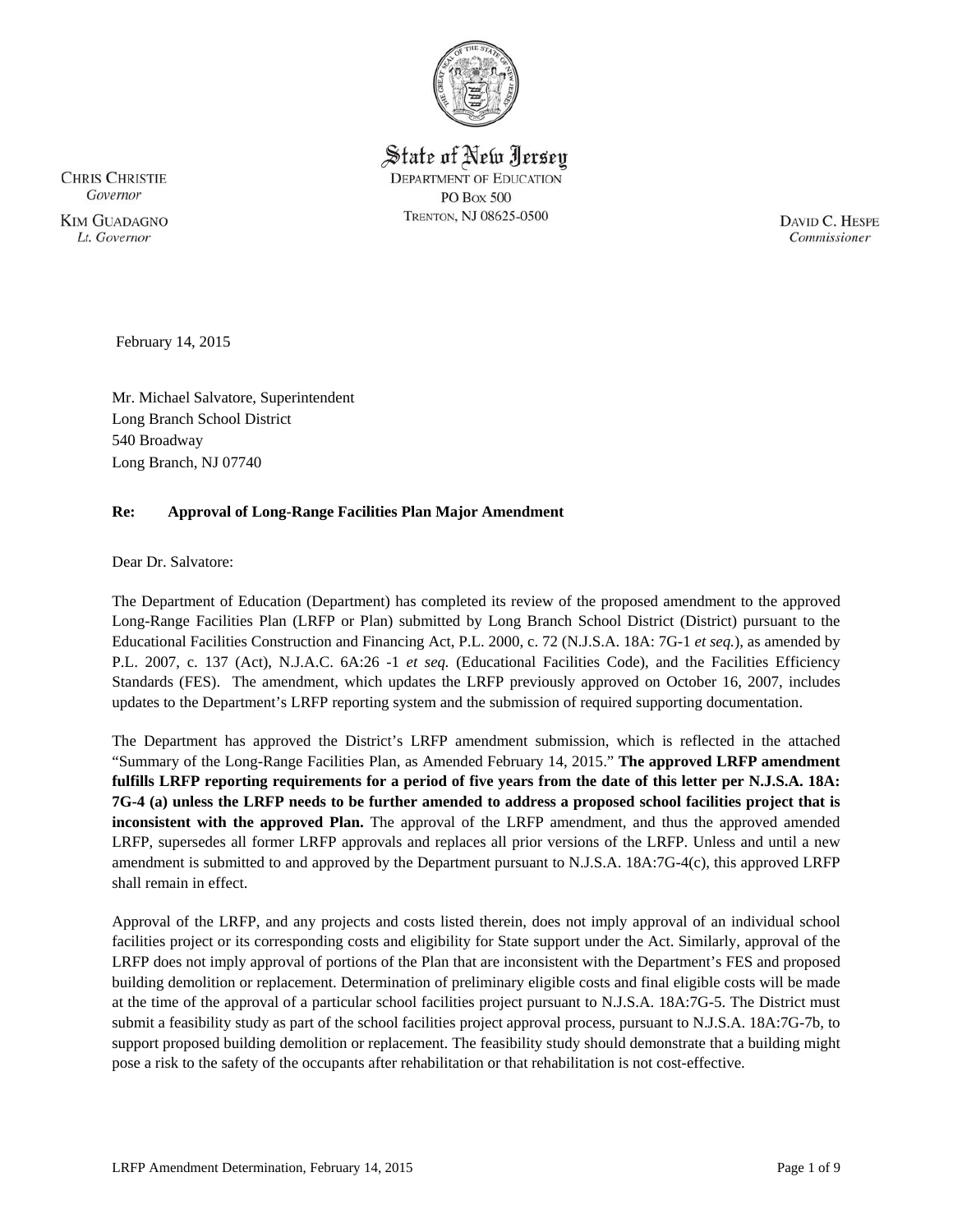State of New Jersey
DEPARTMENT OF EDUCATION
PO BOX 500
TRENTON, NJ 08625-0500

CHRIS CHRISTIE
*Governor*

KIM GUADAGNO
*Lt. Governor*

DAVID C. HESPE
*Commissioner*

February 14, 2015

Mr. Michael Salvatore, Superintendent
Long Branch School District
540 Broadway
Long Branch, NJ 07740

**Re: Approval of Long-Range Facilities Plan Major Amendment**

Dear Dr. Salvatore:

The Department of Education (Department) has completed its review of the proposed amendment to the approved Long-Range Facilities Plan (LRFP or Plan) submitted by Long Branch School District (District) pursuant to the Educational Facilities Construction and Financing Act, P.L. 2000, c. 72 (N.J.S.A. 18A: 7G-1 *et seq.*), as amended by P.L. 2007, c. 137 (Act), N.J.A.C. 6A:26 -1 *et seq.* (Educational Facilities Code), and the Facilities Efficiency Standards (FES). The amendment, which updates the LRFP previously approved on October 16, 2007, includes updates to the Department's LRFP reporting system and the submission of required supporting documentation.

The Department has approved the District's LRFP amendment submission, which is reflected in the attached "Summary of the Long-Range Facilities Plan, as Amended February 14, 2015." **The approved LRFP amendment fulfills LRFP reporting requirements for a period of five years from the date of this letter per N.J.S.A. 18A: 7G-4 (a) unless the LRFP needs to be further amended to address a proposed school facilities project that is inconsistent with the approved Plan.** The approval of the LRFP amendment, and thus the approved amended LRFP, supersedes all former LRFP approvals and replaces all prior versions of the LRFP. Unless and until a new amendment is submitted to and approved by the Department pursuant to N.J.S.A. 18A:7G-4(c), this approved LRFP shall remain in effect.

Approval of the LRFP, and any projects and costs listed therein, does not imply approval of an individual school facilities project or its corresponding costs and eligibility for State support under the Act. Similarly, approval of the LRFP does not imply approval of portions of the Plan that are inconsistent with the Department's FES and proposed building demolition or replacement. Determination of preliminary eligible costs and final eligible costs will be made at the time of the approval of a particular school facilities project pursuant to N.J.S.A. 18A:7G-5. The District must submit a feasibility study as part of the school facilities project approval process, pursuant to N.J.S.A. 18A:7G-7b, to support proposed building demolition or replacement. The feasibility study should demonstrate that a building might pose a risk to the safety of the occupants after rehabilitation or that rehabilitation is not cost-effective.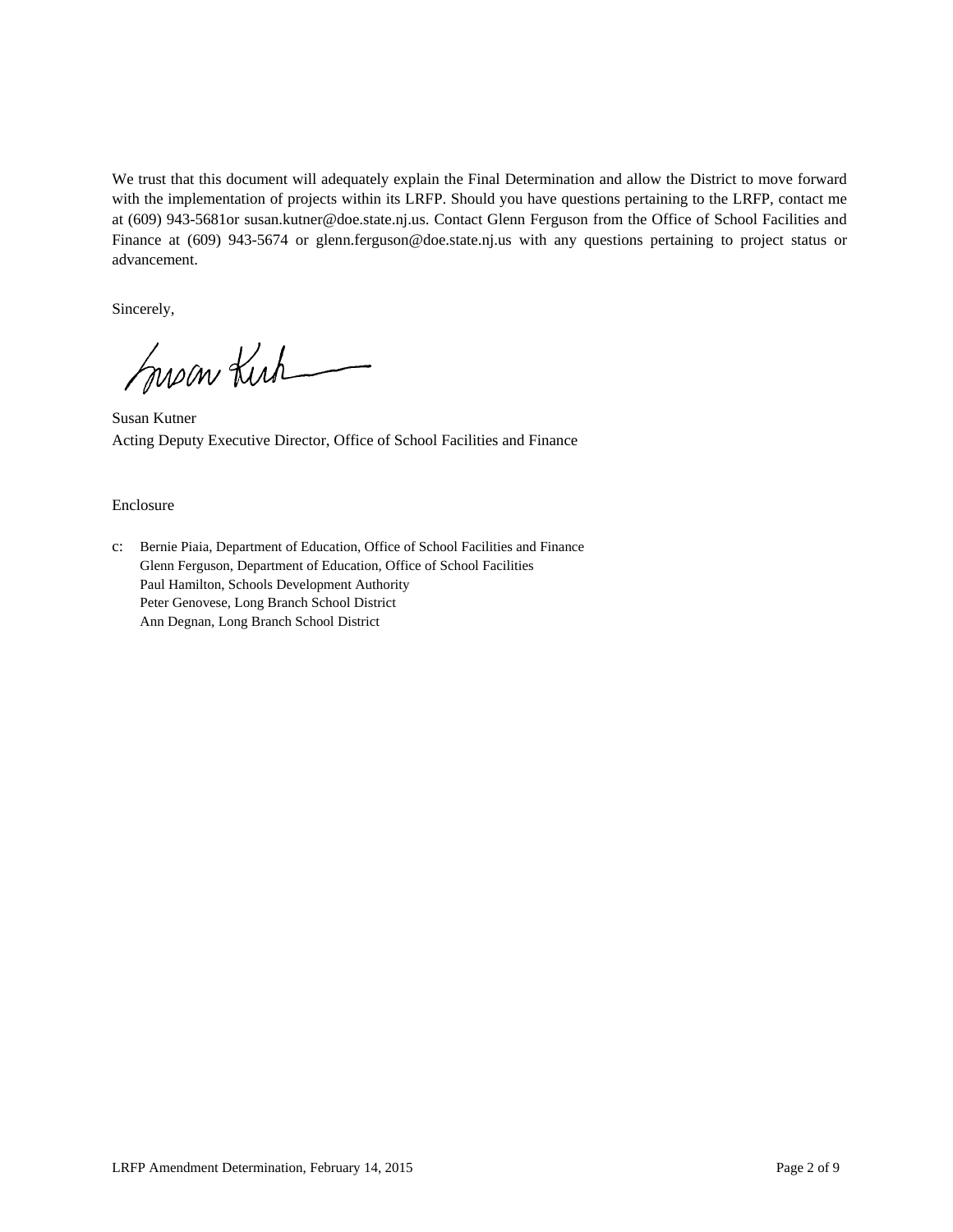We trust that this document will adequately explain the Final Determination and allow the District to move forward with the implementation of projects within its LRFP. Should you have questions pertaining to the LRFP, contact me at (609) 943-5681or susan.kutner@doe.state.nj.us. Contact Glenn Ferguson from the Office of School Facilities and Finance at (609) 943-5674 or glenn.ferguson@doe.state.nj.us with any questions pertaining to project status or advancement.

Sincerely,

Susan Kutner
Acting Deputy Executive Director, Office of School Facilities and Finance

Enclosure

c: Bernie Piaia, Department of Education, Office of School Facilities and Finance
Glenn Ferguson, Department of Education, Office of School Facilities
Paul Hamilton, Schools Development Authority
Peter Genovese, Long Branch School District
Ann Degnan, Long Branch School District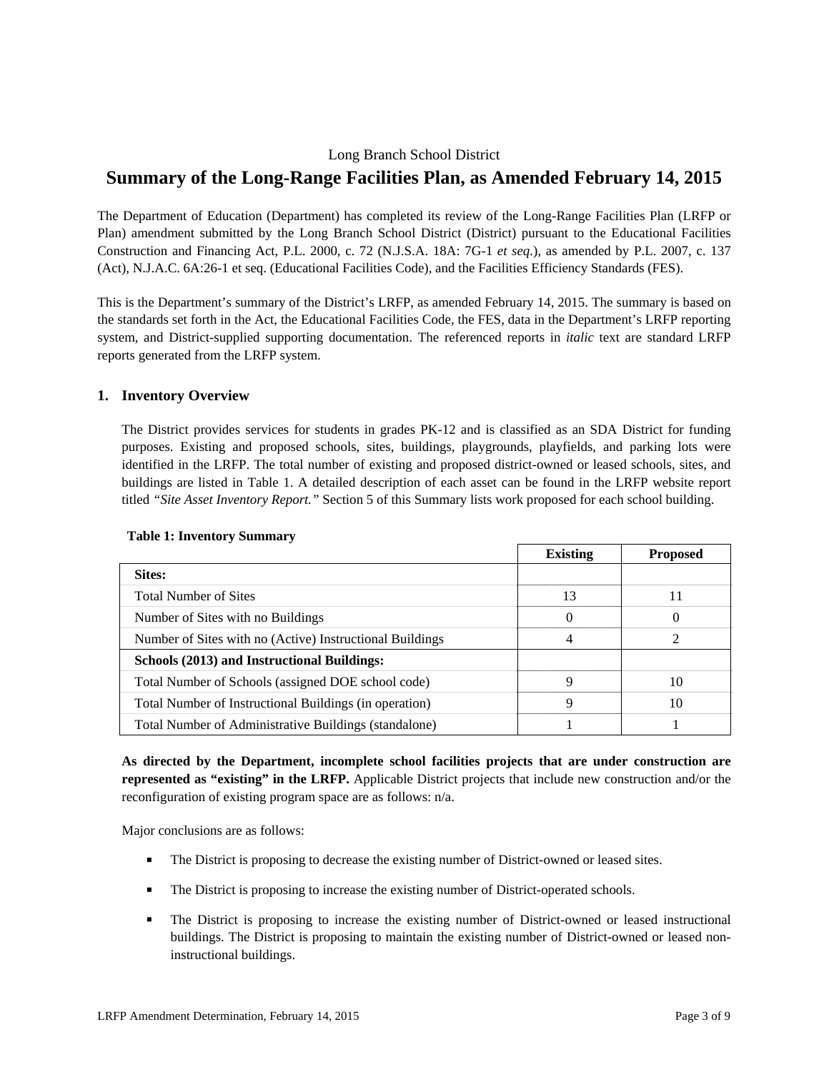Long Branch School District

# Summary of the Long-Range Facilities Plan, as Amended February 14, 2015

The Department of Education (Department) has completed its review of the Long-Range Facilities Plan (LRFP or Plan) amendment submitted by the Long Branch School District (District) pursuant to the Educational Facilities Construction and Financing Act, P.L. 2000, c. 72 (N.J.S.A. 18A: 7G-1 *et seq*.), as amended by P.L. 2007, c. 137 (Act), N.J.A.C. 6A:26-1 et seq. (Educational Facilities Code), and the Facilities Efficiency Standards (FES).

This is the Department's summary of the District's LRFP, as amended February 14, 2015. The summary is based on the standards set forth in the Act, the Educational Facilities Code, the FES, data in the Department's LRFP reporting system, and District-supplied supporting documentation. The referenced reports in *italic* text are standard LRFP reports generated from the LRFP system.

## 1. Inventory Overview

The District provides services for students in grades PK-12 and is classified as an SDA District for funding purposes. Existing and proposed schools, sites, buildings, playgrounds, playfields, and parking lots were identified in the LRFP. The total number of existing and proposed district-owned or leased schools, sites, and buildings are listed in Table 1. A detailed description of each asset can be found in the LRFP website report titled *"Site Asset Inventory Report."* Section 5 of this Summary lists work proposed for each school building.

**Table 1: Inventory Summary**

| | Existing | Proposed |
|---|---|---|
| **Sites:** | | |
| Total Number of Sites | 13 | 11 |
| Number of Sites with no Buildings | 0 | 0 |
| Number of Sites with no (Active) Instructional Buildings | 4 | 2 |
| **Schools (2013) and Instructional Buildings:** | | |
| Total Number of Schools (assigned DOE school code) | 9 | 10 |
| Total Number of Instructional Buildings (in operation) | 9 | 10 |
| Total Number of Administrative Buildings (standalone) | 1 | 1 |

**As directed by the Department, incomplete school facilities projects that are under construction are represented as "existing" in the LRFP.** Applicable District projects that include new construction and/or the reconfiguration of existing program space are as follows: n/a.

Major conclusions are as follows:

- The District is proposing to decrease the existing number of District-owned or leased sites.
- The District is proposing to increase the existing number of District-operated schools.
- The District is proposing to increase the existing number of District-owned or leased instructional buildings. The District is proposing to maintain the existing number of District-owned or leased non-instructional buildings.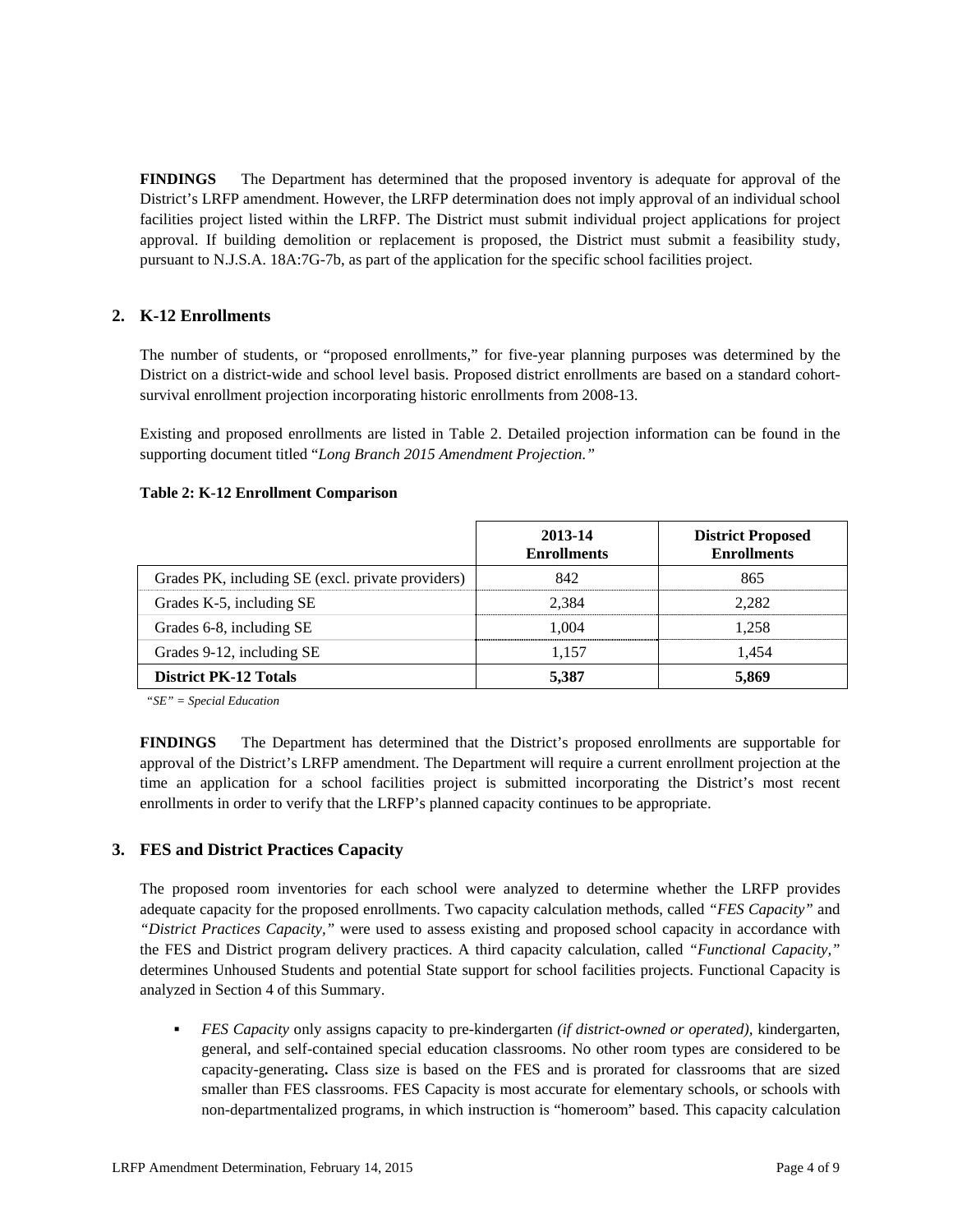**FINDINGS** The Department has determined that the proposed inventory is adequate for approval of the District's LRFP amendment. However, the LRFP determination does not imply approval of an individual school facilities project listed within the LRFP. The District must submit individual project applications for project approval. If building demolition or replacement is proposed, the District must submit a feasibility study, pursuant to N.J.S.A. 18A:7G-7b, as part of the application for the specific school facilities project.

## 2. K-12 Enrollments

The number of students, or "proposed enrollments," for five-year planning purposes was determined by the District on a district-wide and school level basis. Proposed district enrollments are based on a standard cohort-survival enrollment projection incorporating historic enrollments from 2008-13.

Existing and proposed enrollments are listed in Table 2. Detailed projection information can be found in the supporting document titled "*Long Branch 2015 Amendment Projection.*"

**Table 2: K-12 Enrollment Comparison**

| | 2013-14 Enrollments | District Proposed Enrollments |
|---|---|---|
| Grades PK, including SE (excl. private providers) | 842 | 865 |
| Grades K-5, including SE | 2,384 | 2,282 |
| Grades 6-8, including SE | 1,004 | 1,258 |
| Grades 9-12, including SE | 1,157 | 1,454 |
| **District PK-12 Totals** | **5,387** | **5,869** |

*"SE" = Special Education*

**FINDINGS** The Department has determined that the District's proposed enrollments are supportable for approval of the District's LRFP amendment. The Department will require a current enrollment projection at the time an application for a school facilities project is submitted incorporating the District's most recent enrollments in order to verify that the LRFP's planned capacity continues to be appropriate.

## 3. FES and District Practices Capacity

The proposed room inventories for each school were analyzed to determine whether the LRFP provides adequate capacity for the proposed enrollments. Two capacity calculation methods, called *"FES Capacity"* and *"District Practices Capacity,"* were used to assess existing and proposed school capacity in accordance with the FES and District program delivery practices. A third capacity calculation, called *"Functional Capacity,"* determines Unhoused Students and potential State support for school facilities projects. Functional Capacity is analyzed in Section 4 of this Summary.

- *FES Capacity* only assigns capacity to pre-kindergarten *(if district-owned or operated),* kindergarten, general, and self-contained special education classrooms. No other room types are considered to be capacity-generating**.** Class size is based on the FES and is prorated for classrooms that are sized smaller than FES classrooms. FES Capacity is most accurate for elementary schools, or schools with non-departmentalized programs, in which instruction is "homeroom" based. This capacity calculation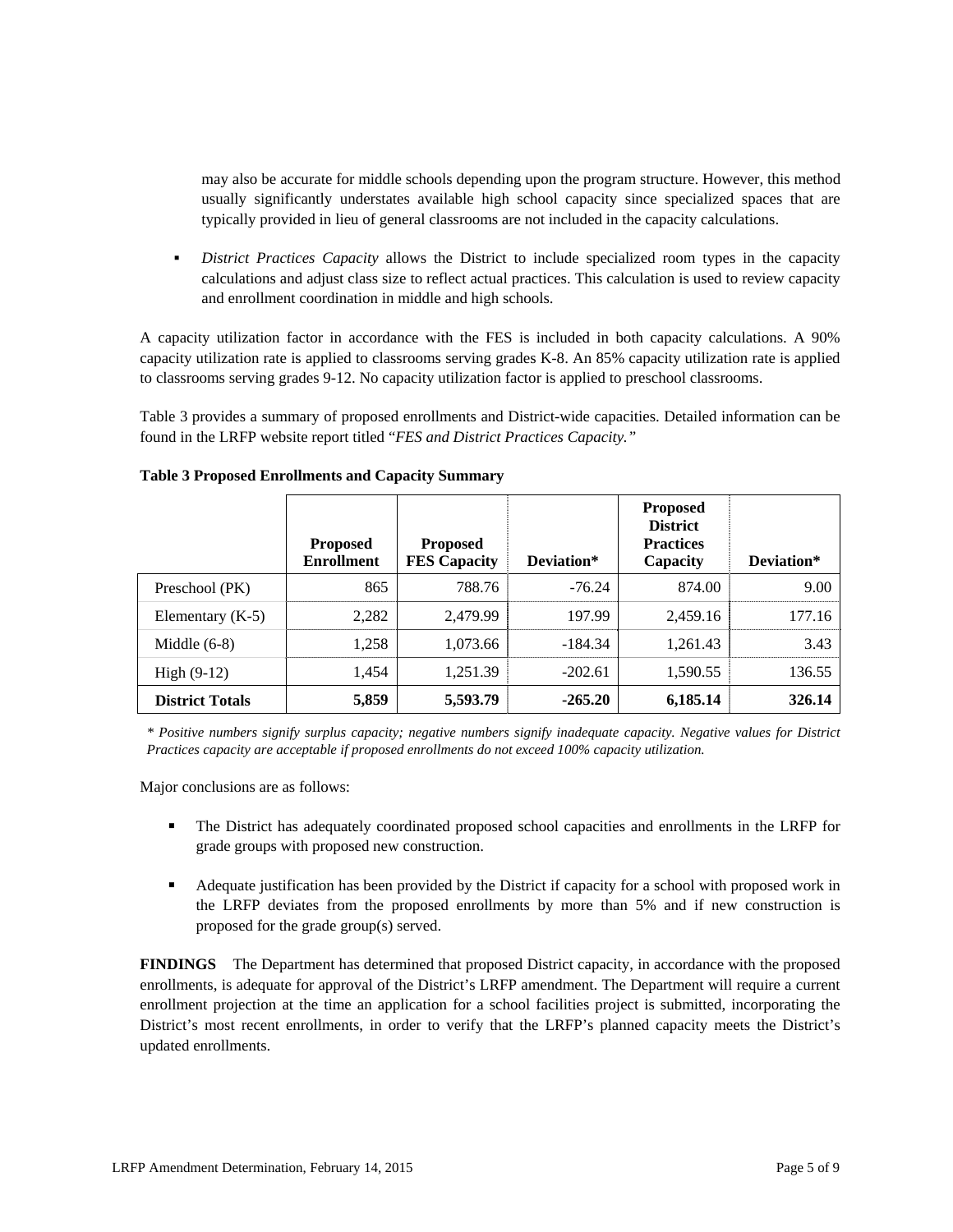may also be accurate for middle schools depending upon the program structure. However, this method usually significantly understates available high school capacity since specialized spaces that are typically provided in lieu of general classrooms are not included in the capacity calculations.

- *District Practices Capacity* allows the District to include specialized room types in the capacity calculations and adjust class size to reflect actual practices. This calculation is used to review capacity and enrollment coordination in middle and high schools.

A capacity utilization factor in accordance with the FES is included in both capacity calculations. A 90% capacity utilization rate is applied to classrooms serving grades K-8. An 85% capacity utilization rate is applied to classrooms serving grades 9-12. No capacity utilization factor is applied to preschool classrooms.

Table 3 provides a summary of proposed enrollments and District-wide capacities. Detailed information can be found in the LRFP website report titled "*FES and District Practices Capacity.*"

**Table 3 Proposed Enrollments and Capacity Summary**

| | Proposed Enrollment | Proposed FES Capacity | Deviation* | Proposed District Practices Capacity | Deviation* |
|---|---|---|---|---|---|
| Preschool (PK) | 865 | 788.76 | -76.24 | 874.00 | 9.00 |
| Elementary (K-5) | 2,282 | 2,479.99 | 197.99 | 2,459.16 | 177.16 |
| Middle (6-8) | 1,258 | 1,073.66 | -184.34 | 1,261.43 | 3.43 |
| High (9-12) | 1,454 | 1,251.39 | -202.61 | 1,590.55 | 136.55 |
| **District Totals** | **5,859** | **5,593.79** | **-265.20** | **6,185.14** | **326.14** |

*\* Positive numbers signify surplus capacity; negative numbers signify inadequate capacity. Negative values for District Practices capacity are acceptable if proposed enrollments do not exceed 100% capacity utilization.*

Major conclusions are as follows:

- The District has adequately coordinated proposed school capacities and enrollments in the LRFP for grade groups with proposed new construction.

- Adequate justification has been provided by the District if capacity for a school with proposed work in the LRFP deviates from the proposed enrollments by more than 5% and if new construction is proposed for the grade group(s) served.

**FINDINGS** The Department has determined that proposed District capacity, in accordance with the proposed enrollments, is adequate for approval of the District's LRFP amendment. The Department will require a current enrollment projection at the time an application for a school facilities project is submitted, incorporating the District's most recent enrollments, in order to verify that the LRFP's planned capacity meets the District's updated enrollments.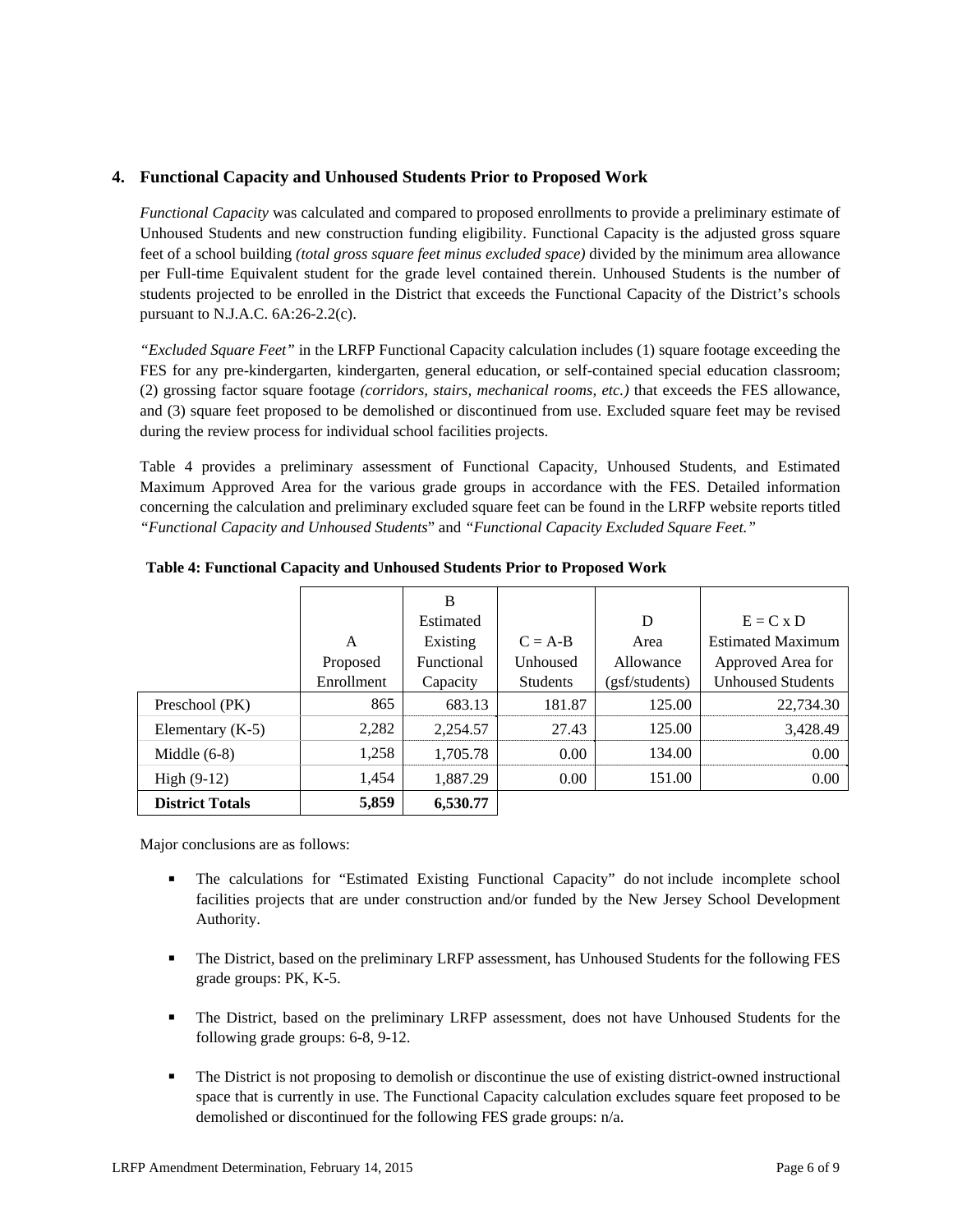### 4. Functional Capacity and Unhoused Students Prior to Proposed Work

*Functional Capacity* was calculated and compared to proposed enrollments to provide a preliminary estimate of Unhoused Students and new construction funding eligibility. Functional Capacity is the adjusted gross square feet of a school building *(total gross square feet minus excluded space)* divided by the minimum area allowance per Full-time Equivalent student for the grade level contained therein. Unhoused Students is the number of students projected to be enrolled in the District that exceeds the Functional Capacity of the District's schools pursuant to N.J.A.C. 6A:26-2.2(c).

*"Excluded Square Feet"* in the LRFP Functional Capacity calculation includes (1) square footage exceeding the FES for any pre-kindergarten, kindergarten, general education, or self-contained special education classroom; (2) grossing factor square footage *(corridors, stairs, mechanical rooms, etc.)* that exceeds the FES allowance, and (3) square feet proposed to be demolished or discontinued from use. Excluded square feet may be revised during the review process for individual school facilities projects.

Table 4 provides a preliminary assessment of Functional Capacity, Unhoused Students, and Estimated Maximum Approved Area for the various grade groups in accordance with the FES. Detailed information concerning the calculation and preliminary excluded square feet can be found in the LRFP website reports titled *"Functional Capacity and Unhoused Students"* and *"Functional Capacity Excluded Square Feet."*

**Table 4: Functional Capacity and Unhoused Students Prior to Proposed Work**

| | A Proposed Enrollment | B Estimated Existing Functional Capacity | C = A-B Unhoused Students | D Area Allowance (gsf/students) | E = C x D Estimated Maximum Approved Area for Unhoused Students |
|---|---|---|---|---|---|
| Preschool (PK) | 865 | 683.13 | 181.87 | 125.00 | 22,734.30 |
| Elementary (K-5) | 2,282 | 2,254.57 | 27.43 | 125.00 | 3,428.49 |
| Middle (6-8) | 1,258 | 1,705.78 | 0.00 | 134.00 | 0.00 |
| High (9-12) | 1,454 | 1,887.29 | 0.00 | 151.00 | 0.00 |
| **District Totals** | **5,859** | **6,530.77** | | | |

Major conclusions are as follows:

- The calculations for "Estimated Existing Functional Capacity" do not include incomplete school facilities projects that are under construction and/or funded by the New Jersey School Development Authority.
- The District, based on the preliminary LRFP assessment, has Unhoused Students for the following FES grade groups: PK, K-5.
- The District, based on the preliminary LRFP assessment, does not have Unhoused Students for the following grade groups: 6-8, 9-12.
- The District is not proposing to demolish or discontinue the use of existing district-owned instructional space that is currently in use. The Functional Capacity calculation excludes square feet proposed to be demolished or discontinued for the following FES grade groups: n/a.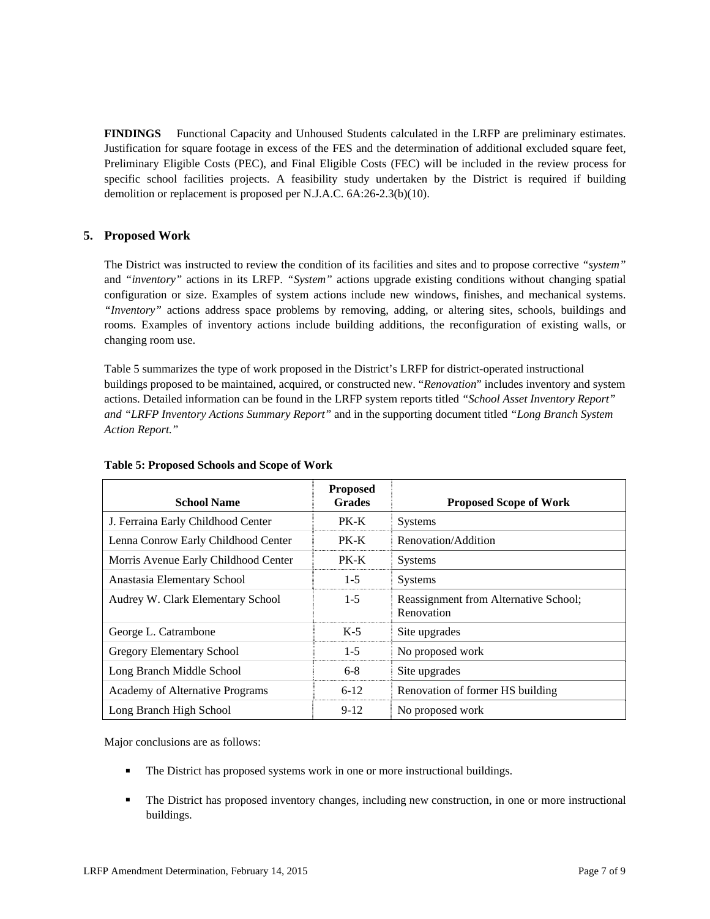**FINDINGS** Functional Capacity and Unhoused Students calculated in the LRFP are preliminary estimates. Justification for square footage in excess of the FES and the determination of additional excluded square feet, Preliminary Eligible Costs (PEC), and Final Eligible Costs (FEC) will be included in the review process for specific school facilities projects. A feasibility study undertaken by the District is required if building demolition or replacement is proposed per N.J.A.C. 6A:26-2.3(b)(10).

## 5. Proposed Work

The District was instructed to review the condition of its facilities and sites and to propose corrective *"system"* and *"inventory"* actions in its LRFP. *"System"* actions upgrade existing conditions without changing spatial configuration or size. Examples of system actions include new windows, finishes, and mechanical systems. *"Inventory"* actions address space problems by removing, adding, or altering sites, schools, buildings and rooms. Examples of inventory actions include building additions, the reconfiguration of existing walls, or changing room use.

Table 5 summarizes the type of work proposed in the District's LRFP for district-operated instructional buildings proposed to be maintained, acquired, or constructed new. "*Renovation*" includes inventory and system actions. Detailed information can be found in the LRFP system reports titled *"School Asset Inventory Report" and "LRFP Inventory Actions Summary Report"* and in the supporting document titled *"Long Branch System Action Report."*

**Table 5: Proposed Schools and Scope of Work**

| School Name | Proposed Grades | Proposed Scope of Work |
|---|---|---|
| J. Ferraina Early Childhood Center | PK-K | Systems |
| Lenna Conrow Early Childhood Center | PK-K | Renovation/Addition |
| Morris Avenue Early Childhood Center | PK-K | Systems |
| Anastasia Elementary School | 1-5 | Systems |
| Audrey W. Clark Elementary School | 1-5 | Reassignment from Alternative School; Renovation |
| George L. Catrambone | K-5 | Site upgrades |
| Gregory Elementary School | 1-5 | No proposed work |
| Long Branch Middle School | 6-8 | Site upgrades |
| Academy of Alternative Programs | 6-12 | Renovation of former HS building |
| Long Branch High School | 9-12 | No proposed work |

Major conclusions are as follows:

- The District has proposed systems work in one or more instructional buildings.
- The District has proposed inventory changes, including new construction, in one or more instructional buildings.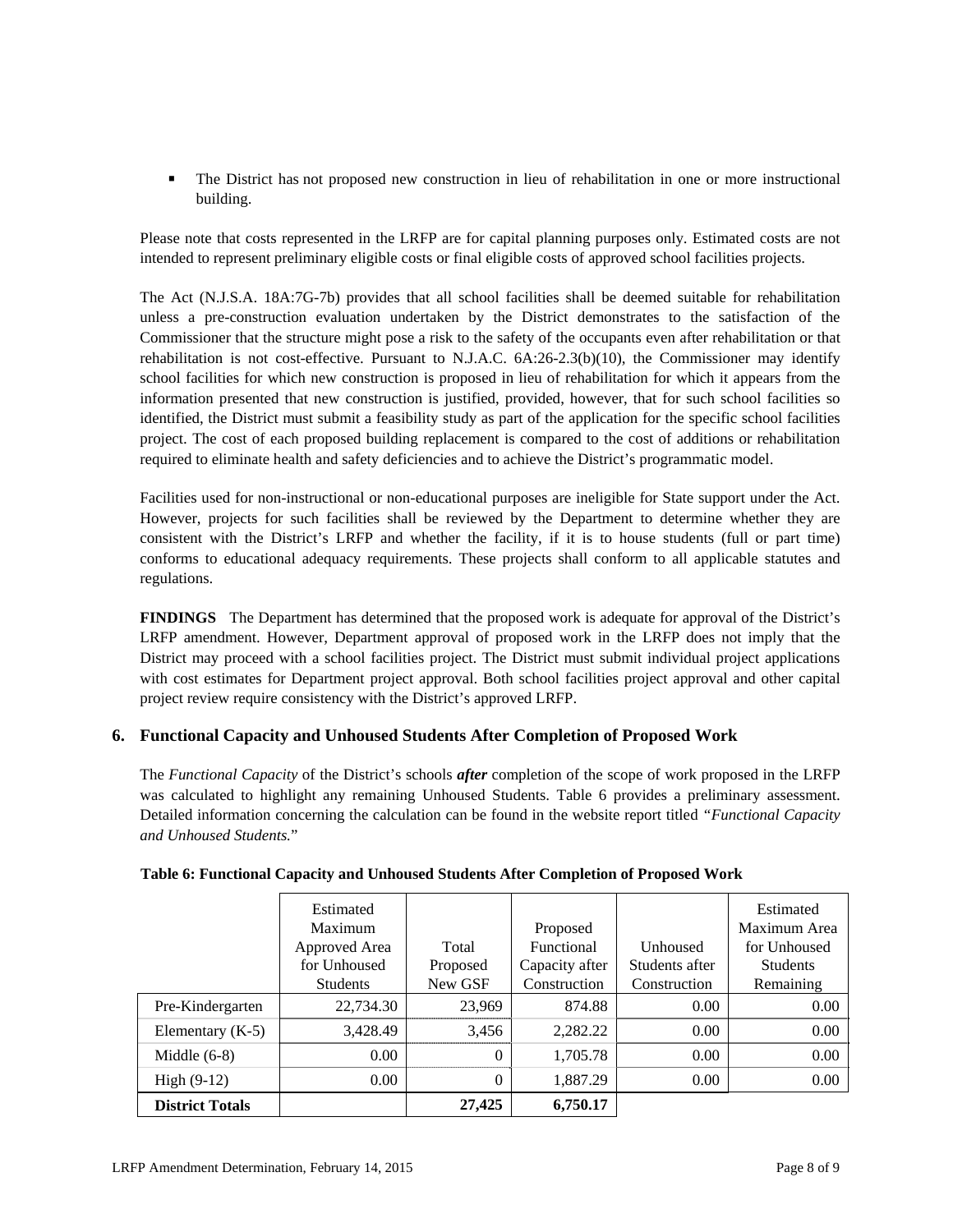- The District has not proposed new construction in lieu of rehabilitation in one or more instructional building.

Please note that costs represented in the LRFP are for capital planning purposes only. Estimated costs are not intended to represent preliminary eligible costs or final eligible costs of approved school facilities projects.

The Act (N.J.S.A. 18A:7G-7b) provides that all school facilities shall be deemed suitable for rehabilitation unless a pre-construction evaluation undertaken by the District demonstrates to the satisfaction of the Commissioner that the structure might pose a risk to the safety of the occupants even after rehabilitation or that rehabilitation is not cost-effective. Pursuant to N.J.A.C. 6A:26-2.3(b)(10), the Commissioner may identify school facilities for which new construction is proposed in lieu of rehabilitation for which it appears from the information presented that new construction is justified, provided, however, that for such school facilities so identified, the District must submit a feasibility study as part of the application for the specific school facilities project. The cost of each proposed building replacement is compared to the cost of additions or rehabilitation required to eliminate health and safety deficiencies and to achieve the District's programmatic model.

Facilities used for non-instructional or non-educational purposes are ineligible for State support under the Act. However, projects for such facilities shall be reviewed by the Department to determine whether they are consistent with the District's LRFP and whether the facility, if it is to house students (full or part time) conforms to educational adequacy requirements. These projects shall conform to all applicable statutes and regulations.

**FINDINGS** The Department has determined that the proposed work is adequate for approval of the District's LRFP amendment. However, Department approval of proposed work in the LRFP does not imply that the District may proceed with a school facilities project. The District must submit individual project applications with cost estimates for Department project approval. Both school facilities project approval and other capital project review require consistency with the District's approved LRFP.

## 6. Functional Capacity and Unhoused Students After Completion of Proposed Work

The *Functional Capacity* of the District's schools ***after*** completion of the scope of work proposed in the LRFP was calculated to highlight any remaining Unhoused Students. Table 6 provides a preliminary assessment. Detailed information concerning the calculation can be found in the website report titled "*Functional Capacity and Unhoused Students.*"

**Table 6: Functional Capacity and Unhoused Students After Completion of Proposed Work**

| | Estimated Maximum Approved Area for Unhoused Students | Total Proposed New GSF | Proposed Functional Capacity after Construction | Unhoused Students after Construction | Estimated Maximum Area for Unhoused Students Remaining |
|---|---|---|---|---|---|
| Pre-Kindergarten | 22,734.30 | 23,969 | 874.88 | 0.00 | 0.00 |
| Elementary (K-5) | 3,428.49 | 3,456 | 2,282.22 | 0.00 | 0.00 |
| Middle (6-8) | 0.00 | 0 | 1,705.78 | 0.00 | 0.00 |
| High (9-12) | 0.00 | 0 | 1,887.29 | 0.00 | 0.00 |
| **District Totals** | | **27,425** | **6,750.17** | | |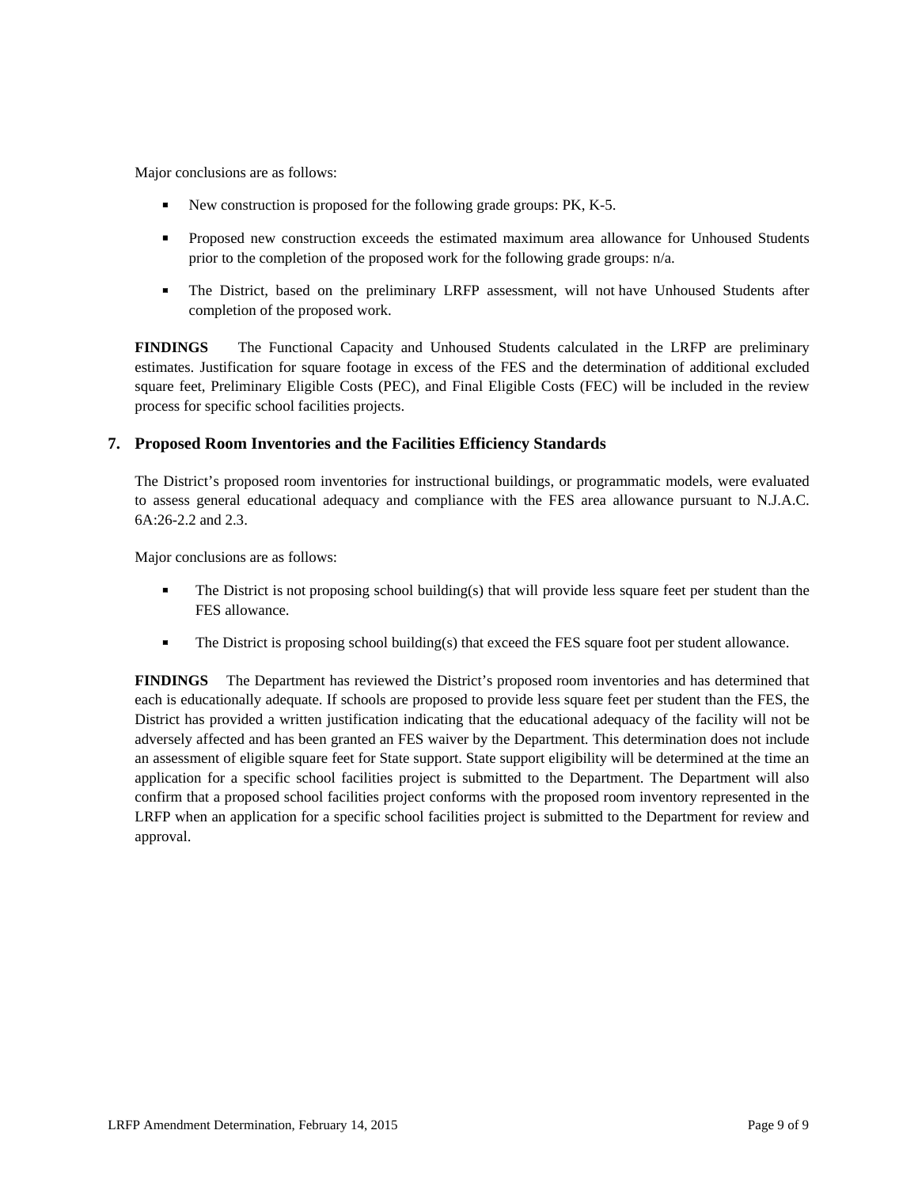Major conclusions are as follows:

- New construction is proposed for the following grade groups: PK, K-5.
- Proposed new construction exceeds the estimated maximum area allowance for Unhoused Students prior to the completion of the proposed work for the following grade groups: n/a.
- The District, based on the preliminary LRFP assessment, will not have Unhoused Students after completion of the proposed work.

**FINDINGS** The Functional Capacity and Unhoused Students calculated in the LRFP are preliminary estimates. Justification for square footage in excess of the FES and the determination of additional excluded square feet, Preliminary Eligible Costs (PEC), and Final Eligible Costs (FEC) will be included in the review process for specific school facilities projects.

## 7. Proposed Room Inventories and the Facilities Efficiency Standards

The District's proposed room inventories for instructional buildings, or programmatic models, were evaluated to assess general educational adequacy and compliance with the FES area allowance pursuant to N.J.A.C. 6A:26-2.2 and 2.3.

Major conclusions are as follows:

- The District is not proposing school building(s) that will provide less square feet per student than the FES allowance.
- The District is proposing school building(s) that exceed the FES square foot per student allowance.

**FINDINGS** The Department has reviewed the District's proposed room inventories and has determined that each is educationally adequate. If schools are proposed to provide less square feet per student than the FES, the District has provided a written justification indicating that the educational adequacy of the facility will not be adversely affected and has been granted an FES waiver by the Department. This determination does not include an assessment of eligible square feet for State support. State support eligibility will be determined at the time an application for a specific school facilities project is submitted to the Department. The Department will also confirm that a proposed school facilities project conforms with the proposed room inventory represented in the LRFP when an application for a specific school facilities project is submitted to the Department for review and approval.